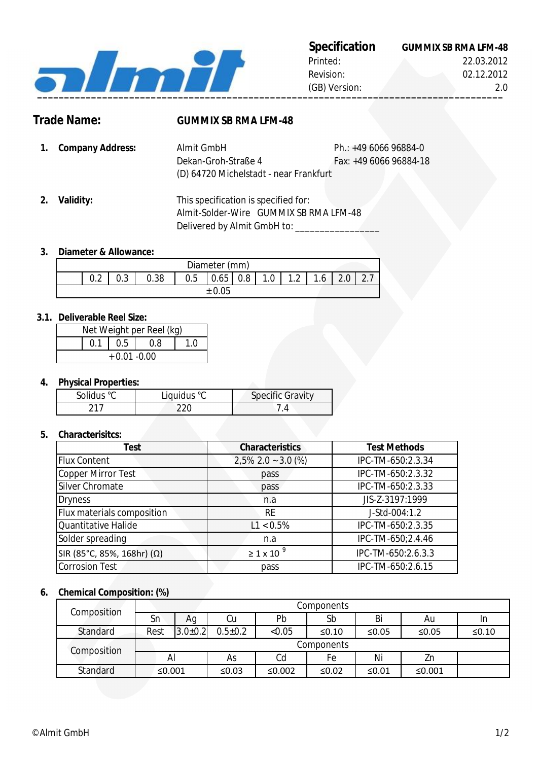| **Specification** | **GUMMIX SB RMA LFM-48** |
|---|---|
| Printed: | 22.03.2012 |
| Revision: | 02.12.2012 |
| (GB) Version: | 2.0 |

## Trade Name: GUMMIX SB RMA LFM-48

**1. Company Address:**

Almit GmbH
Dekan-Groh-Straße 4
(D) 64720 Michelstadt - near Frankfurt

Ph.: +49 6066 96884-0
Fax: +49 6066 96884-18

**2. Validity:**

This specification is specified for:
Almit-Solder-Wire GUMMIX SB RMA LFM-48
Delivered by Almit GmbH to: ________________

**3. Diameter & Allowance:**

| Diameter (mm) | | | | | | | | | | | |
|---|---|---|---|---|---|---|---|---|---|---|---|
| | 0.2 | 0.3 | 0.38 | 0.5 | 0.65 | 0.8 | 1.0 | 1.2 | 1.6 | 2.0 | 2.7 |
| ±0.05 | | | | | | | | | | | |

**3.1. Deliverable Reel Size:**

| Net Weight per Reel (kg) | | | | |
|---|---|---|---|---|
| | 0.1 | 0.5 | 0.8 | 1.0 |
| +0.01 -0.00 | | | | |

**4. Physical Properties:**

| Solidus °C | Liquidus °C | Specific Gravity |
|---|---|---|
| 217 | 220 | 7.4 |

**5. Characterisitcs:**

| Test | Characteristics | Test Methods |
|---|---|---|
| Flux Content | 2,5% 2.0 ~3.0 (%) | IPC-TM-650:2.3.34 |
| Copper Mirror Test | pass | IPC-TM-650:2.3.32 |
| Silver Chromate | pass | IPC-TM-650:2.3.33 |
| Dryness | n.a | JIS-Z-3197:1999 |
| Flux materials composition | RE | J-Std-004:1.2 |
| Quantitative Halide | L1 <0.5% | IPC-TM-650:2.3.35 |
| Solder spreading | n.a | IPC-TM-650;2.4.46 |
| SIR (85°C, 85%, 168hr) (Ω) | $\geq 1 \times 10^{9}$ | IPC-TM-650:2.6.3.3 |
| Corrosion Test | pass | IPC-TM-650:2.6.15 |

**6. Chemical Composition: (%)**

| Composition | Components | | | | | | |
|---|---|---|---|---|---|---|---|
| | Sn | Ag | Cu | Pb | Sb | Bi | Au | In |
| Standard | Rest | 3.0±0.2 | 0.5±0.2 | <0.05 | ≤0.10 | ≤0.05 | ≤0.05 | ≤0.10 |
| Composition | Components | | | | | | | |
| | Al | | As | Cd | Fe | Ni | Zn | |
| Standard | ≤0.001 | | ≤0.03 | ≤0.002 | ≤0.02 | ≤0.01 | ≤0.001 | |

©Almit GmbH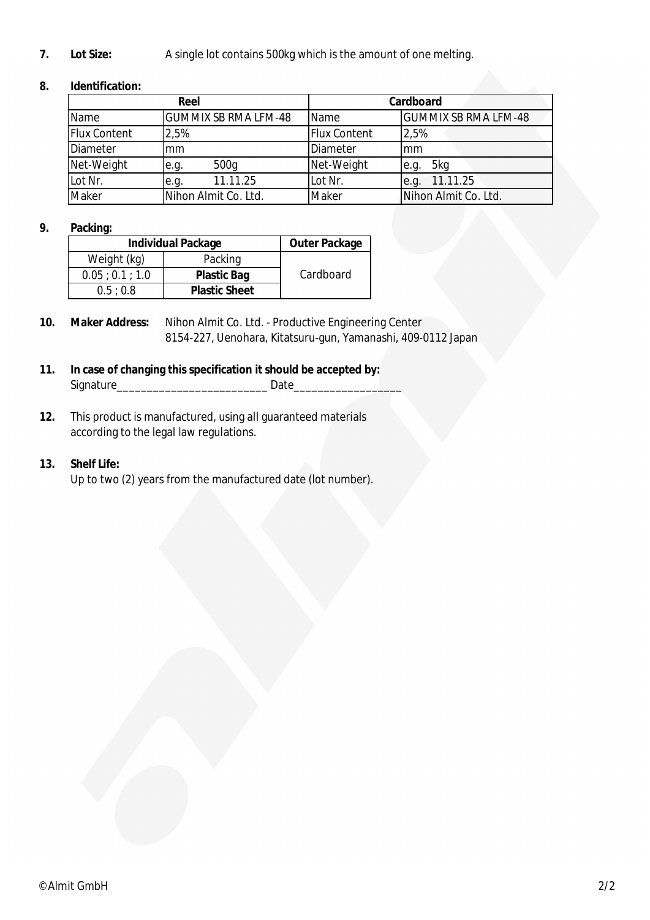**7. Lot Size:** A single lot contains 500kg which is the amount of one melting.

**8. Identification:**

| Reel | | Cardboard | |
|---|---|---|---|
| Name | GUMMIX SB RMA LFM-48 | Name | GUMMIX SB RMA LFM-48 |
| Flux Content | 2,5% | Flux Content | 2,5% |
| Diameter | mm | Diameter | mm |
| Net-Weight | e.g. 500g | Net-Weight | e.g. 5kg |
| Lot Nr. | e.g. 11.11.25 | Lot Nr. | e.g. 11.11.25 |
| Maker | Nihon Almit Co. Ltd. | Maker | Nihon Almit Co. Ltd. |

**9. Packing:**

| Individual Package | | Outer Package |
|---|---|---|
| Weight (kg) | Packing | Cardboard |
| 0.05 ; 0.1 ; 1.0 | **Plastic Bag** | |
| 0.5 ; 0.8 | **Plastic Sheet** | |

**10. Maker Address:** Nihon Almit Co. Ltd. - Productive Engineering Center
8154-227, Uenohara, Kitatsuru-gun, Yamanashi, 409-0112 Japan

**11. In case of changing this specification it should be accepted by:**
Signature_________________________ Date_________________

**12.** This product is manufactured, using all guaranteed materials according to the legal law regulations.

**13. Shelf Life:**
Up to two (2) years from the manufactured date (lot number).

©Almit GmbH